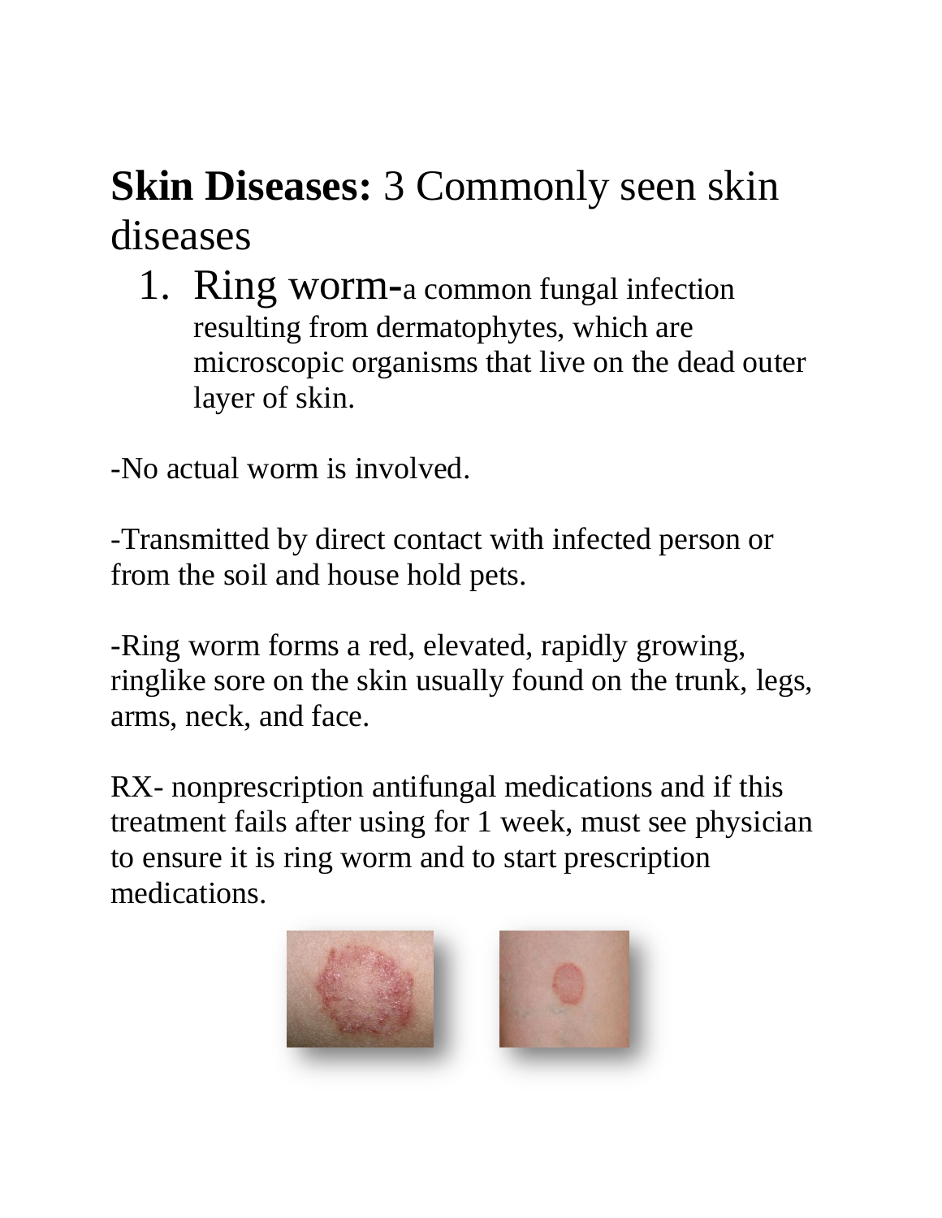**Skin Diseases:** 3 Commonly seen skin diseases

1. Ring worm-a common fungal infection resulting from dermatophytes, which are microscopic organisms that live on the dead outer layer of skin.

-No actual worm is involved.

-Transmitted by direct contact with infected person or from the soil and house hold pets.

-Ring worm forms a red, elevated, rapidly growing, ringlike sore on the skin usually found on the trunk, legs, arms, neck, and face.

RX- nonprescription antifungal medications and if this treatment fails after using for 1 week, must see physician to ensure it is ring worm and to start prescription medications.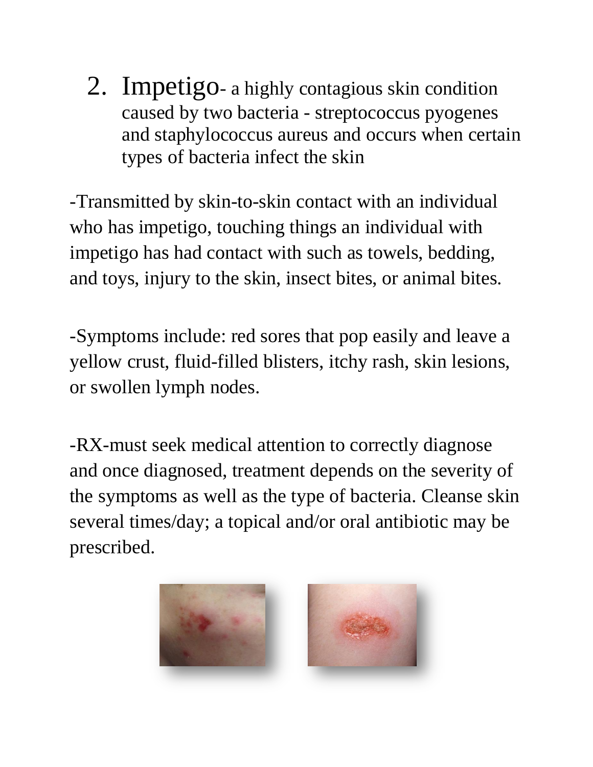2. Impetigo- a highly contagious skin condition caused by two bacteria - streptococcus pyogenes and staphylococcus aureus and occurs when certain types of bacteria infect the skin

-Transmitted by skin-to-skin contact with an individual who has impetigo, touching things an individual with impetigo has had contact with such as towels, bedding, and toys, injury to the skin, insect bites, or animal bites.

-Symptoms include: red sores that pop easily and leave a yellow crust, fluid-filled blisters, itchy rash, skin lesions, or swollen lymph nodes.

-RX-must seek medical attention to correctly diagnose and once diagnosed, treatment depends on the severity of the symptoms as well as the type of bacteria. Cleanse skin several times/day; a topical and/or oral antibiotic may be prescribed.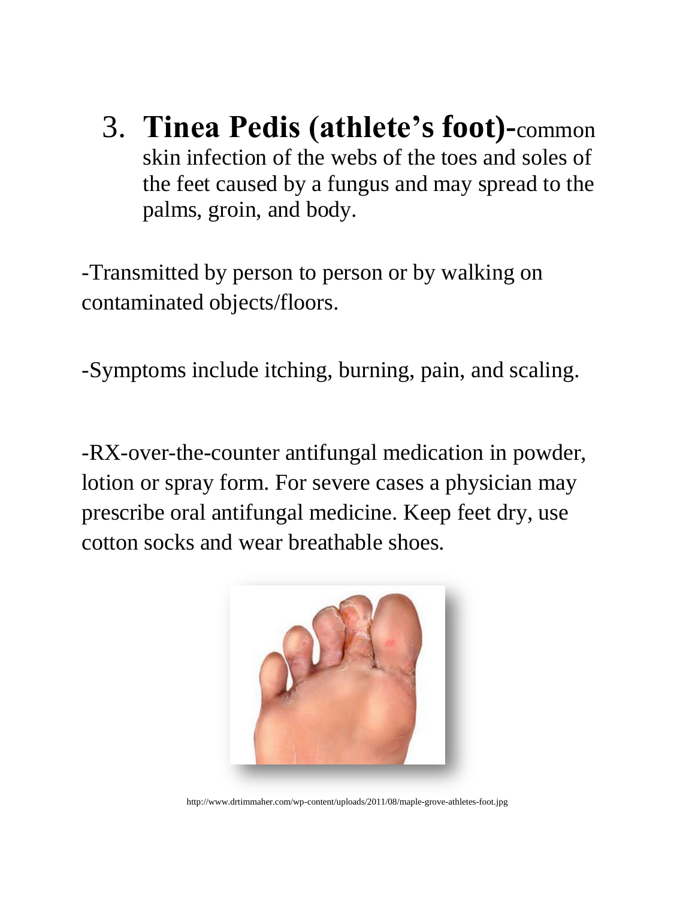3. **Tinea Pedis (athlete's foot)-**common skin infection of the webs of the toes and soles of the feet caused by a fungus and may spread to the palms, groin, and body.

-Transmitted by person to person or by walking on contaminated objects/floors.

-Symptoms include itching, burning, pain, and scaling.

-RX-over-the-counter antifungal medication in powder, lotion or spray form. For severe cases a physician may prescribe oral antifungal medicine. Keep feet dry, use cotton socks and wear breathable shoes.

http://www.drtimmaher.com/wp-content/uploads/2011/08/maple-grove-athletes-foot.jpg